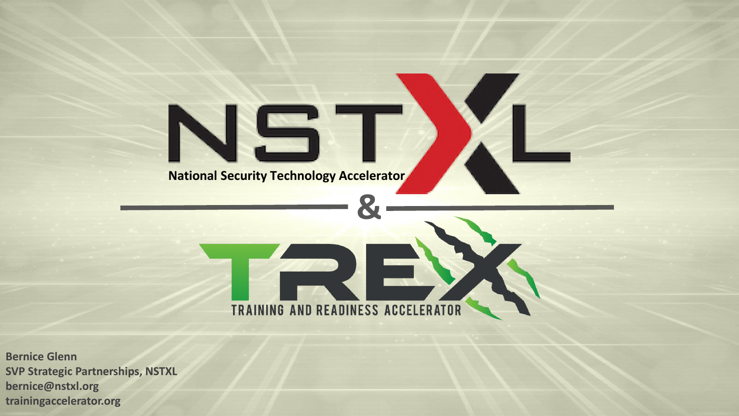# NSTXL

National Security Technology Accelerator

&

# TREX

TRAINING AND READINESS ACCELERATOR

**Bernice Glenn**
**SVP Strategic Partnerships, NSTXL**
**bernice@nstxl.org**
**trainingaccelerator.org**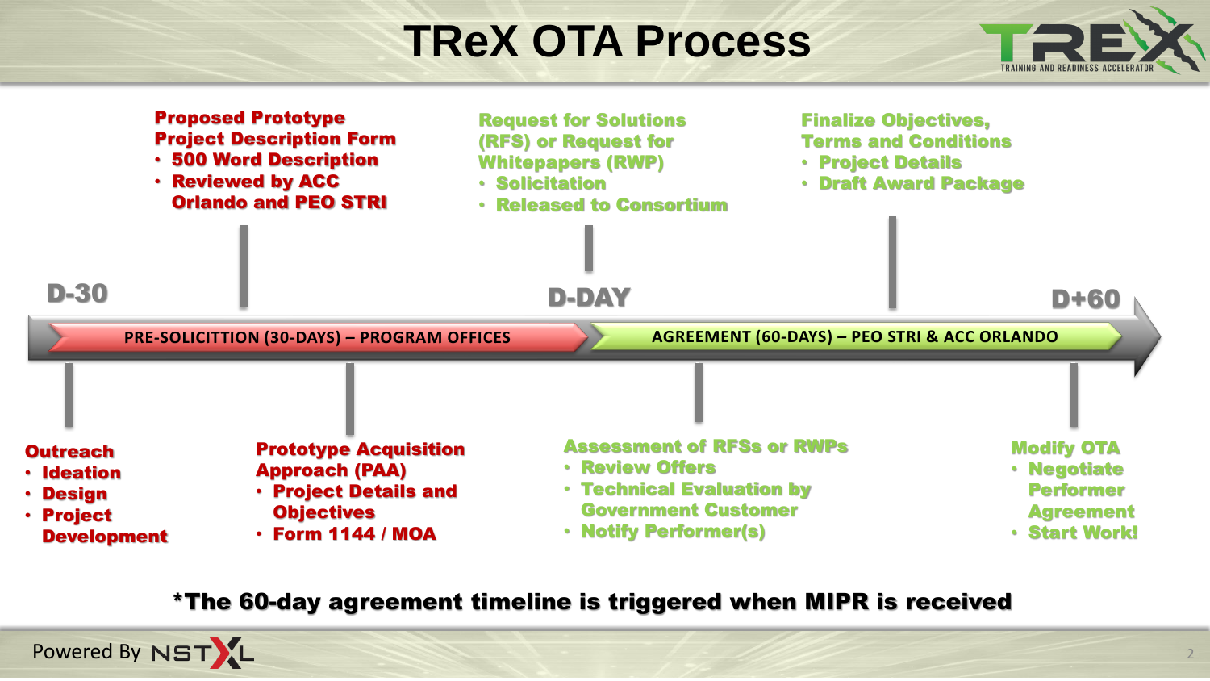# TReX OTA Process

**D-30** — **D-DAY** — **D+60**

**PRE-SOLICITTION (30-DAYS) – PROGRAM OFFICES**

**AGREEMENT (60-DAYS) – PEO STRI & ACC ORLANDO**

**Outreach**
- Ideation
- Design
- Project Development

**Proposed Prototype Project Description Form**
- 500 Word Description
- Reviewed by ACC Orlando and PEO STRI

**Prototype Acquisition Approach (PAA)**
- Project Details and Objectives
- Form 1144 / MOA

**Request for Solutions (RFS) or Request for Whitepapers (RWP)**
- Solicitation
- Released to Consortium

**Assessment of RFSs or RWPs**
- Review Offers
- Technical Evaluation by Government Customer
- Notify Performer(s)

**Finalize Objectives, Terms and Conditions**
- Project Details
- Draft Award Package

**Modify OTA**
- Negotiate Performer Agreement
- Start Work!

**\*The 60-day agreement timeline is triggered when MIPR is received**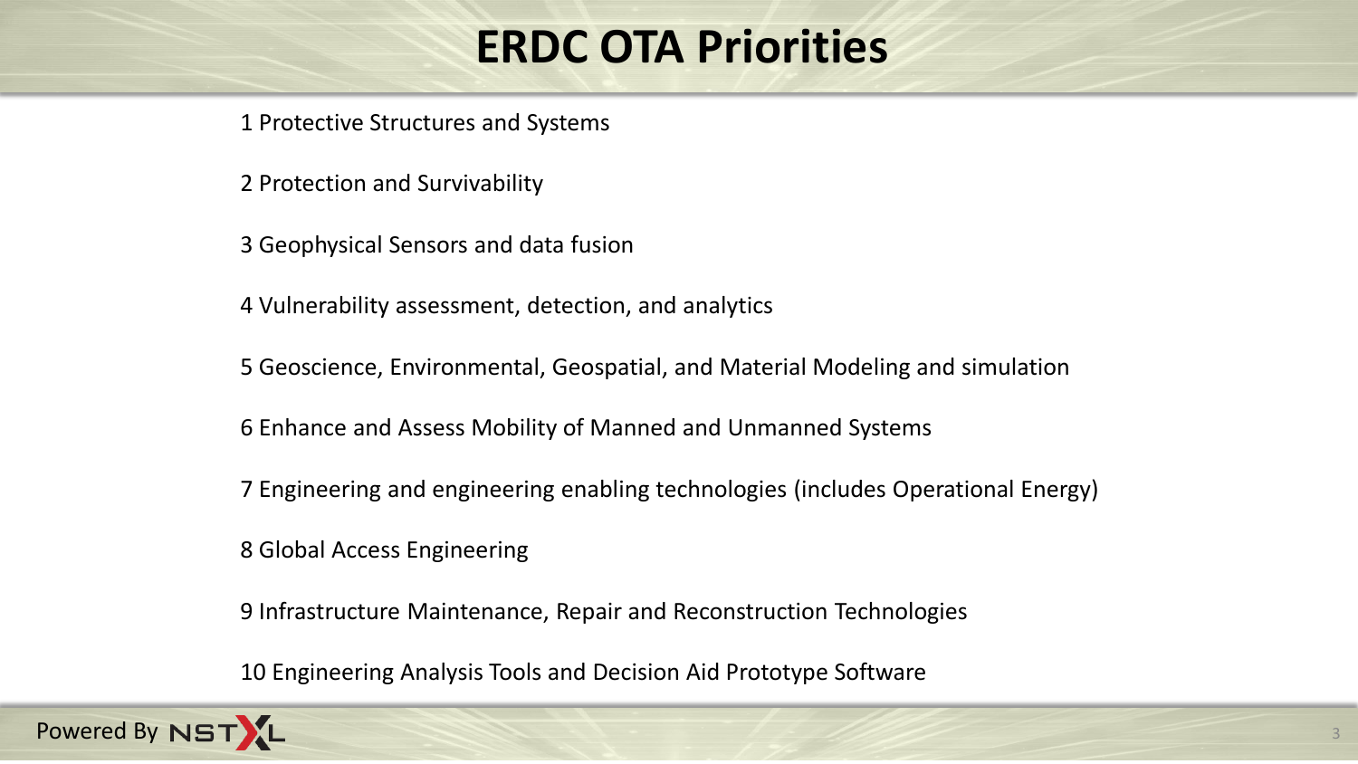# ERDC OTA Priorities

1 Protective Structures and Systems

2 Protection and Survivability

3 Geophysical Sensors and data fusion

4 Vulnerability assessment, detection, and analytics

5 Geoscience, Environmental, Geospatial, and Material Modeling and simulation

6 Enhance and Assess Mobility of Manned and Unmanned Systems

7 Engineering and engineering enabling technologies (includes Operational Energy)

8 Global Access Engineering

9 Infrastructure Maintenance, Repair and Reconstruction Technologies

10 Engineering Analysis Tools and Decision Aid Prototype Software